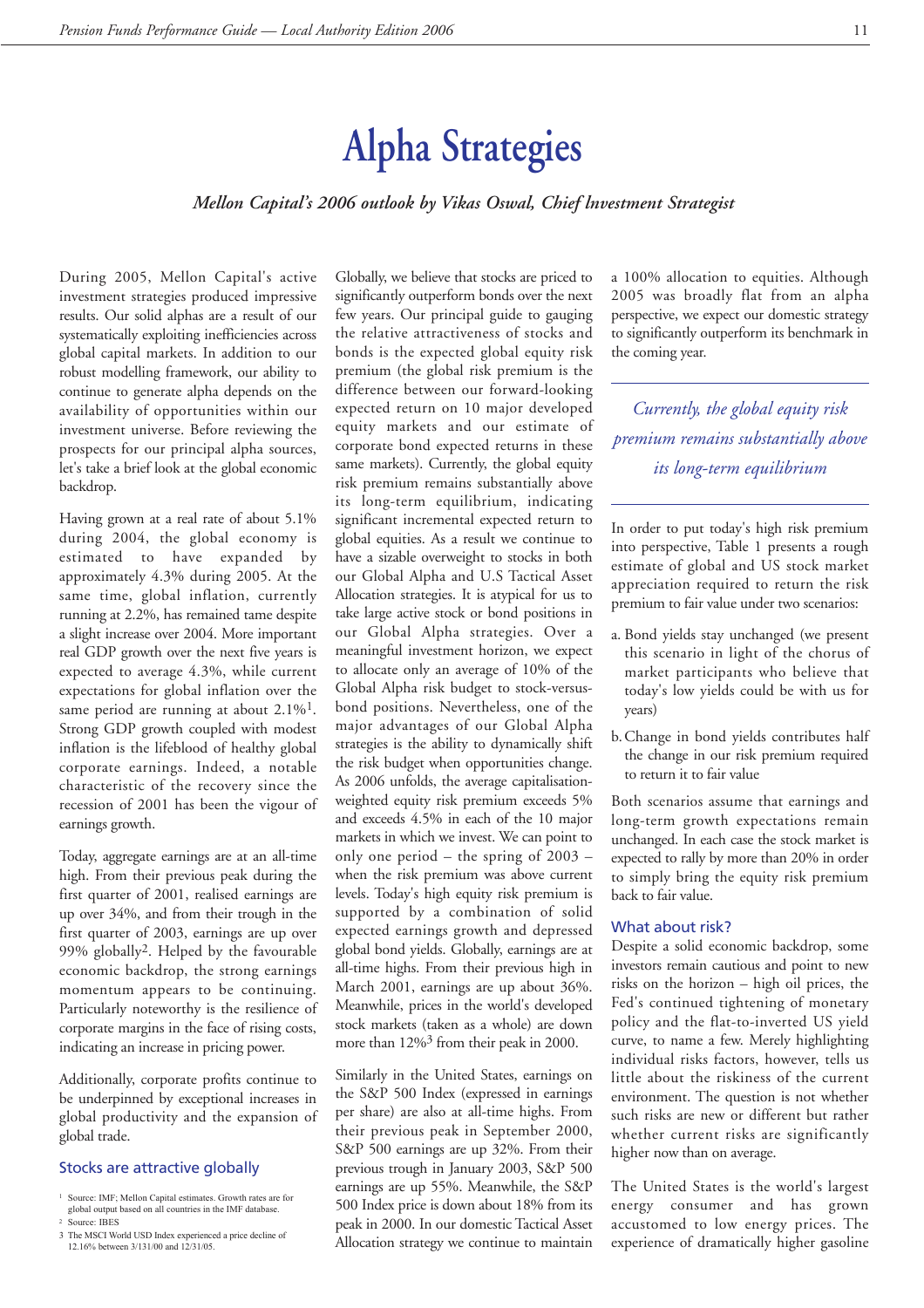# Alpha Strategies

*Mellon Capital's 2006 outlook by Vikas Oswal, Chief Investment Strategist*

During 2005, Mellon Capital's active investment strategies produced impressive results. Our solid alphas are a result of our systematically exploiting inefficiencies across global capital markets. In addition to our robust modelling framework, our ability to continue to generate alpha depends on the availability of opportunities within our investment universe. Before reviewing the prospects for our principal alpha sources, let's take a brief look at the global economic backdrop.

Having grown at a real rate of about 5.1% during 2004, the global economy is estimated to have expanded by approximately 4.3% during 2005. At the same time, global inflation, currently running at 2.2%, has remained tame despite a slight increase over 2004. More important real GDP growth over the next five years is expected to average 4.3%, while current expectations for global inflation over the same period are running at about 2.1%[1]. Strong GDP growth coupled with modest inflation is the lifeblood of healthy global corporate earnings. Indeed, a notable characteristic of the recovery since the recession of 2001 has been the vigour of earnings growth.

Today, aggregate earnings are at an all-time high. From their previous peak during the first quarter of 2001, realised earnings are up over 34%, and from their trough in the first quarter of 2003, earnings are up over 99% globally[2]. Helped by the favourable economic backdrop, the strong earnings momentum appears to be continuing. Particularly noteworthy is the resilience of corporate margins in the face of rising costs, indicating an increase in pricing power.

Additionally, corporate profits continue to be underpinned by exceptional increases in global productivity and the expansion of global trade.

## Stocks are attractive globally

Globally, we believe that stocks are priced to significantly outperform bonds over the next few years. Our principal guide to gauging the relative attractiveness of stocks and bonds is the expected global equity risk premium (the global risk premium is the difference between our forward-looking expected return on 10 major developed equity markets and our estimate of corporate bond expected returns in these same markets). Currently, the global equity risk premium remains substantially above its long-term equilibrium, indicating significant incremental expected return to global equities. As a result we continue to have a sizable overweight to stocks in both our Global Alpha and U.S Tactical Asset Allocation strategies. It is atypical for us to take large active stock or bond positions in our Global Alpha strategies. Over a meaningful investment horizon, we expect to allocate only an average of 10% of the Global Alpha risk budget to stock-versus-bond positions. Nevertheless, one of the major advantages of our Global Alpha strategies is the ability to dynamically shift the risk budget when opportunities change. As 2006 unfolds, the average capitalisation-weighted equity risk premium exceeds 5% and exceeds 4.5% in each of the 10 major markets in which we invest. We can point to only one period – the spring of 2003 – when the risk premium was above current levels. Today's high equity risk premium is supported by a combination of solid expected earnings growth and depressed global bond yields. Globally, earnings are at all-time highs. From their previous high in March 2001, earnings are up about 36%. Meanwhile, prices in the world's developed stock markets (taken as a whole) are down more than 12%[3] from their peak in 2000.

Similarly in the United States, earnings on the S&P 500 Index (expressed in earnings per share) are also at all-time highs. From their previous peak in September 2000, S&P 500 earnings are up 32%. From their previous trough in January 2003, S&P 500 earnings are up 55%. Meanwhile, the S&P 500 Index price is down about 18% from its peak in 2000. In our domestic Tactical Asset Allocation strategy we continue to maintain a 100% allocation to equities. Although 2005 was broadly flat from an alpha perspective, we expect our domestic strategy to significantly outperform its benchmark in the coming year.

*Currently, the global equity risk premium remains substantially above its long-term equilibrium*

In order to put today's high risk premium into perspective, Table 1 presents a rough estimate of global and US stock market appreciation required to return the risk premium to fair value under two scenarios:

a. Bond yields stay unchanged (we present this scenario in light of the chorus of market participants who believe that today's low yields could be with us for years)

b. Change in bond yields contributes half the change in our risk premium required to return it to fair value

Both scenarios assume that earnings and long-term growth expectations remain unchanged. In each case the stock market is expected to rally by more than 20% in order to simply bring the equity risk premium back to fair value.

## What about risk?

Despite a solid economic backdrop, some investors remain cautious and point to new risks on the horizon – high oil prices, the Fed's continued tightening of monetary policy and the flat-to-inverted US yield curve, to name a few. Merely highlighting individual risks factors, however, tells us little about the riskiness of the current environment. The question is not whether such risks are new or different but rather whether current risks are significantly higher now than on average.

The United States is the world's largest energy consumer and has grown accustomed to low energy prices. The experience of dramatically higher gasoline

[1] Source: IMF; Mellon Capital estimates. Growth rates are for global output based on all countries in the IMF database.

[2] Source: IBES

[3] The MSCI World USD Index experienced a price decline of 12.16% between 3/131/00 and 12/31/05.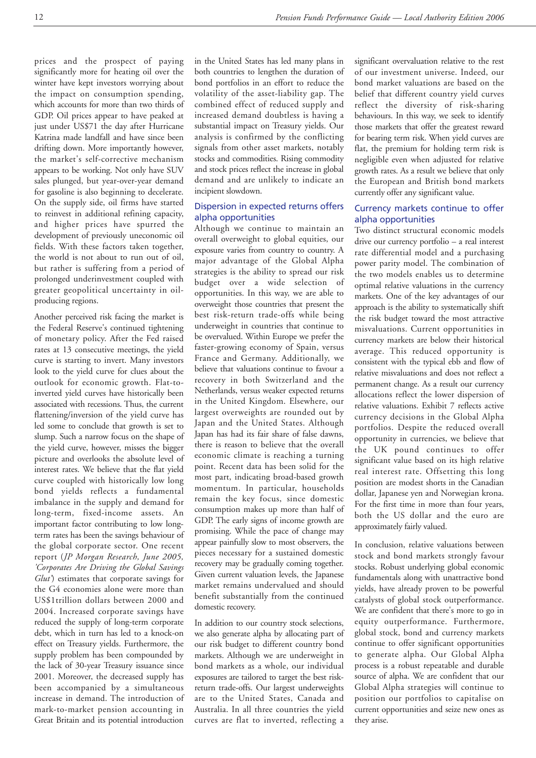prices and the prospect of paying significantly more for heating oil over the winter have kept investors worrying about the impact on consumption spending, which accounts for more than two thirds of GDP. Oil prices appear to have peaked at just under US$71 the day after Hurricane Katrina made landfall and have since been drifting down. More importantly however, the market's self-corrective mechanism appears to be working. Not only have SUV sales plunged, but year-over-year demand for gasoline is also beginning to decelerate. On the supply side, oil firms have started to reinvest in additional refining capacity, and higher prices have spurred the development of previously uneconomic oil fields. With these factors taken together, the world is not about to run out of oil, but rather is suffering from a period of prolonged underinvestment coupled with greater geopolitical uncertainty in oil-producing regions.

Another perceived risk facing the market is the Federal Reserve's continued tightening of monetary policy. After the Fed raised rates at 13 consecutive meetings, the yield curve is starting to invert. Many investors look to the yield curve for clues about the outlook for economic growth. Flat-to-inverted yield curves have historically been associated with recessions. Thus, the current flattening/inversion of the yield curve has led some to conclude that growth is set to slump. Such a narrow focus on the shape of the yield curve, however, misses the bigger picture and overlooks the absolute level of interest rates. We believe that the flat yield curve coupled with historically low long bond yields reflects a fundamental imbalance in the supply and demand for long-term, fixed-income assets. An important factor contributing to low long-term rates has been the savings behaviour of the global corporate sector. One recent report (*JP Morgan Research, June 2005, 'Corporates Are Driving the Global Savings Glut'*) estimates that corporate savings for the G4 economies alone were more than US$1trillion dollars between 2000 and 2004. Increased corporate savings have reduced the supply of long-term corporate debt, which in turn has led to a knock-on effect on Treasury yields. Furthermore, the supply problem has been compounded by the lack of 30-year Treasury issuance since 2001. Moreover, the decreased supply has been accompanied by a simultaneous increase in demand. The introduction of mark-to-market pension accounting in Great Britain and its potential introduction in the United States has led many plans in both countries to lengthen the duration of bond portfolios in an effort to reduce the volatility of the asset-liability gap. The combined effect of reduced supply and increased demand doubtless is having a substantial impact on Treasury yields. Our analysis is confirmed by the conflicting signals from other asset markets, notably stocks and commodities. Rising commodity and stock prices reflect the increase in global demand and are unlikely to indicate an incipient slowdown.

## Dispersion in expected returns offers alpha opportunities

Although we continue to maintain an overall overweight to global equities, our exposure varies from country to country. A major advantage of the Global Alpha strategies is the ability to spread our risk budget over a wide selection of opportunities. In this way, we are able to overweight those countries that present the best risk-return trade-offs while being underweight in countries that continue to be overvalued. Within Europe we prefer the faster-growing economy of Spain, versus France and Germany. Additionally, we believe that valuations continue to favour a recovery in both Switzerland and the Netherlands, versus weaker expected returns in the United Kingdom. Elsewhere, our largest overweights are rounded out by Japan and the United States. Although Japan has had its fair share of false dawns, there is reason to believe that the overall economic climate is reaching a turning point. Recent data has been solid for the most part, indicating broad-based growth momentum. In particular, households remain the key focus, since domestic consumption makes up more than half of GDP. The early signs of income growth are promising. While the pace of change may appear painfully slow to most observers, the pieces necessary for a sustained domestic recovery may be gradually coming together. Given current valuation levels, the Japanese market remains undervalued and should benefit substantially from the continued domestic recovery.

In addition to our country stock selections, we also generate alpha by allocating part of our risk budget to different country bond markets. Although we are underweight in bond markets as a whole, our individual exposures are tailored to target the best risk-return trade-offs. Our largest underweights are to the United States, Canada and Australia. In all three countries the yield curves are flat to inverted, reflecting a significant overvaluation relative to the rest of our investment universe. Indeed, our bond market valuations are based on the belief that different country yield curves reflect the diversity of risk-sharing behaviours. In this way, we seek to identify those markets that offer the greatest reward for bearing term risk. When yield curves are flat, the premium for holding term risk is negligible even when adjusted for relative growth rates. As a result we believe that only the European and British bond markets currently offer any significant value.

## Currency markets continue to offer alpha opportunities

Two distinct structural economic models drive our currency portfolio – a real interest rate differential model and a purchasing power parity model. The combination of the two models enables us to determine optimal relative valuations in the currency markets. One of the key advantages of our approach is the ability to systematically shift the risk budget toward the most attractive misvaluations. Current opportunities in currency markets are below their historical average. This reduced opportunity is consistent with the typical ebb and flow of relative misvaluations and does not reflect a permanent change. As a result our currency allocations reflect the lower dispersion of relative valuations. Exhibit 7 reflects active currency decisions in the Global Alpha portfolios. Despite the reduced overall opportunity in currencies, we believe that the UK pound continues to offer significant value based on its high relative real interest rate. Offsetting this long position are modest shorts in the Canadian dollar, Japanese yen and Norwegian krona. For the first time in more than four years, both the US dollar and the euro are approximately fairly valued.

In conclusion, relative valuations between stock and bond markets strongly favour stocks. Robust underlying global economic fundamentals along with unattractive bond yields, have already proven to be powerful catalysts of global stock outperformance. We are confident that there's more to go in equity outperformance. Furthermore, global stock, bond and currency markets continue to offer significant opportunities to generate alpha. Our Global Alpha process is a robust repeatable and durable source of alpha. We are confident that our Global Alpha strategies will continue to position our portfolios to capitalise on current opportunities and seize new ones as they arise.